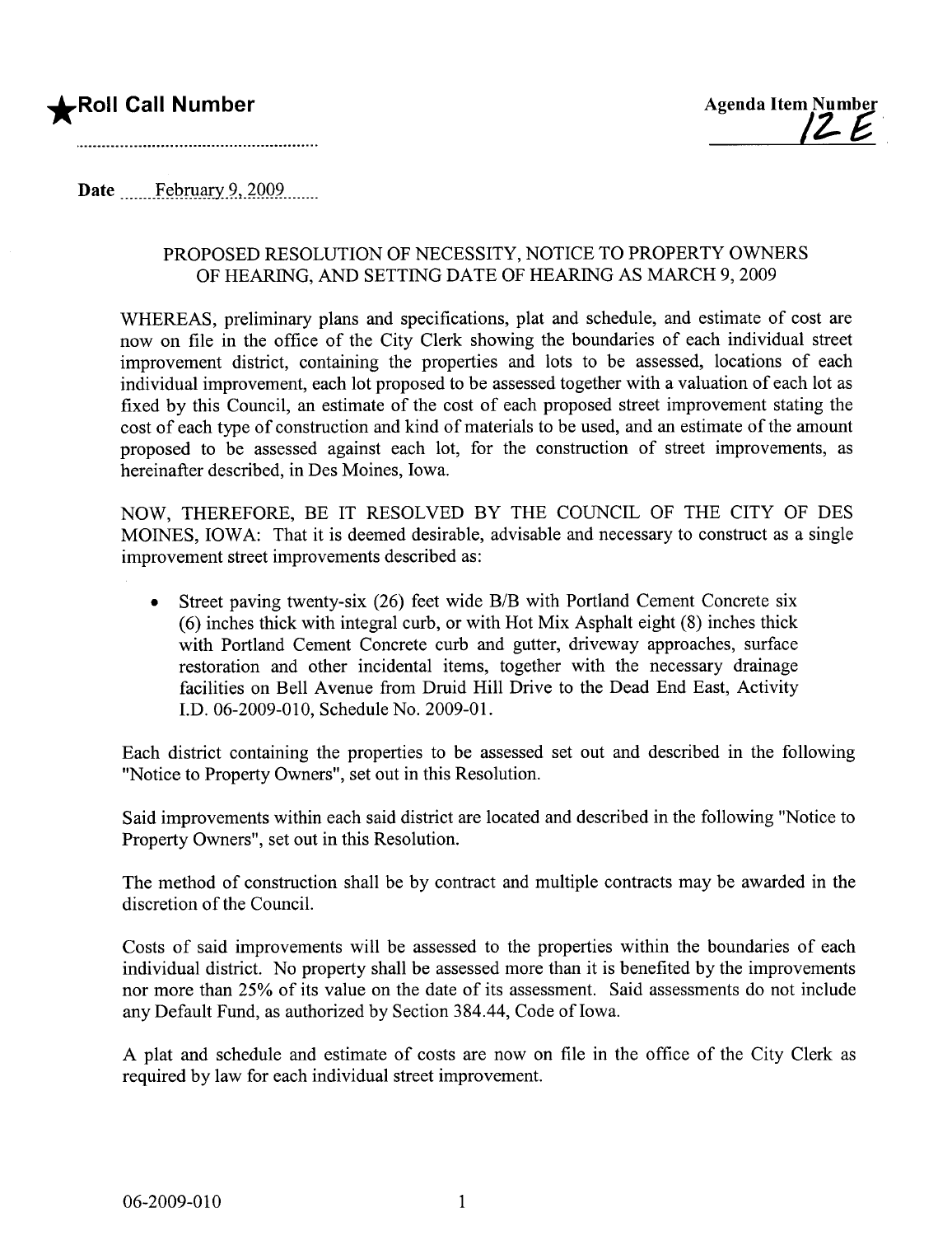★**Roll Call Number**

**Agenda Item Number**
**12E**

**Date** February 9, 2009

PROPOSED RESOLUTION OF NECESSITY, NOTICE TO PROPERTY OWNERS OF HEARING, AND SETTING DATE OF HEARING AS MARCH 9, 2009

WHEREAS, preliminary plans and specifications, plat and schedule, and estimate of cost are now on file in the office of the City Clerk showing the boundaries of each individual street improvement district, containing the properties and lots to be assessed, locations of each individual improvement, each lot proposed to be assessed together with a valuation of each lot as fixed by this Council, an estimate of the cost of each proposed street improvement stating the cost of each type of construction and kind of materials to be used, and an estimate of the amount proposed to be assessed against each lot, for the construction of street improvements, as hereinafter described, in Des Moines, Iowa.

NOW, THEREFORE, BE IT RESOLVED BY THE COUNCIL OF THE CITY OF DES MOINES, IOWA: That it is deemed desirable, advisable and necessary to construct as a single improvement street improvements described as:

- Street paving twenty-six (26) feet wide B/B with Portland Cement Concrete six (6) inches thick with integral curb, or with Hot Mix Asphalt eight (8) inches thick with Portland Cement Concrete curb and gutter, driveway approaches, surface restoration and other incidental items, together with the necessary drainage facilities on Bell Avenue from Druid Hill Drive to the Dead End East, Activity I.D. 06-2009-010, Schedule No. 2009-01.

Each district containing the properties to be assessed set out and described in the following "Notice to Property Owners", set out in this Resolution.

Said improvements within each said district are located and described in the following "Notice to Property Owners", set out in this Resolution.

The method of construction shall be by contract and multiple contracts may be awarded in the discretion of the Council.

Costs of said improvements will be assessed to the properties within the boundaries of each individual district. No property shall be assessed more than it is benefited by the improvements nor more than 25% of its value on the date of its assessment. Said assessments do not include any Default Fund, as authorized by Section 384.44, Code of Iowa.

A plat and schedule and estimate of costs are now on file in the office of the City Clerk as required by law for each individual street improvement.

06-2009-010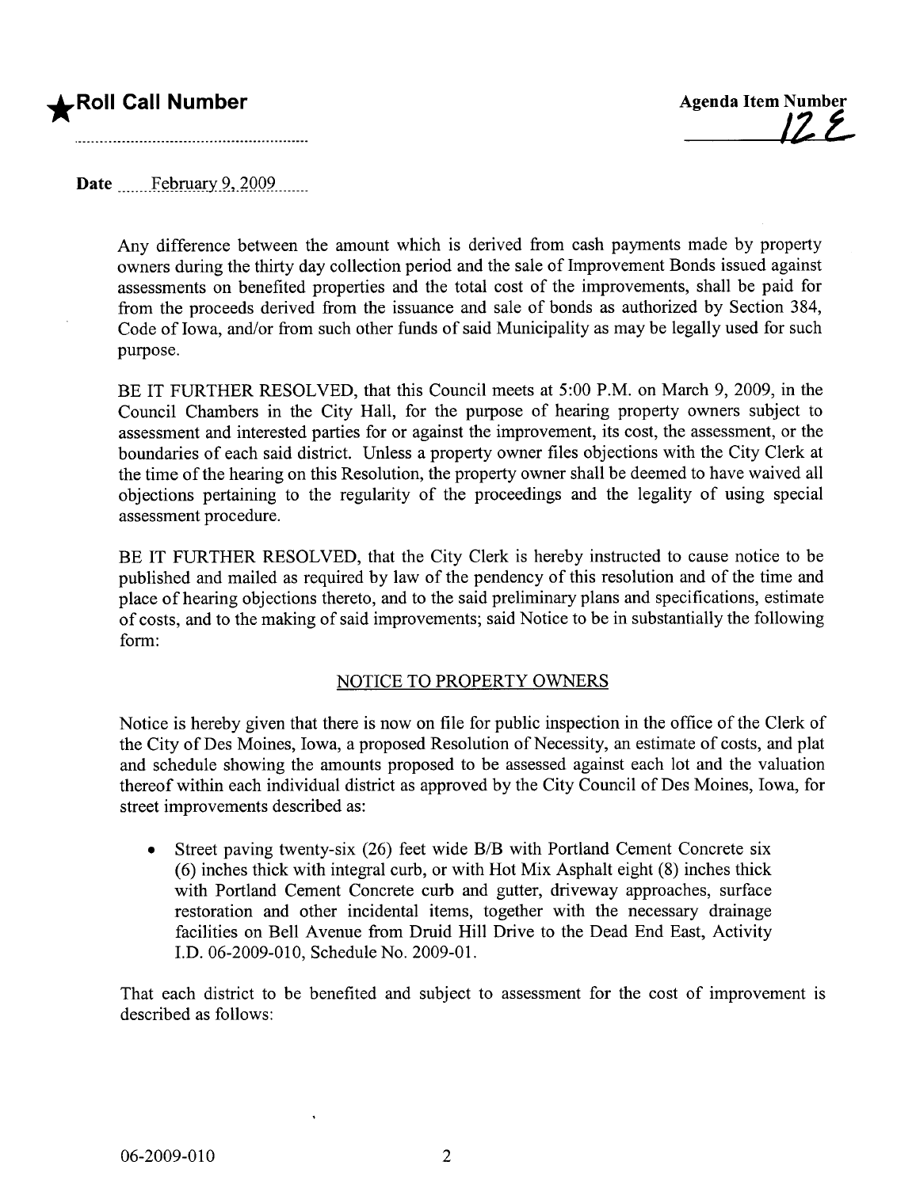★Roll Call Number

Agenda Item Number 12E

Date February 9, 2009

Any difference between the amount which is derived from cash payments made by property owners during the thirty day collection period and the sale of Improvement Bonds issued against assessments on benefited properties and the total cost of the improvements, shall be paid for from the proceeds derived from the issuance and sale of bonds as authorized by Section 384, Code of Iowa, and/or from such other funds of said Municipality as may be legally used for such purpose.

BE IT FURTHER RESOLVED, that this Council meets at 5:00 P.M. on March 9, 2009, in the Council Chambers in the City Hall, for the purpose of hearing property owners subject to assessment and interested parties for or against the improvement, its cost, the assessment, or the boundaries of each said district. Unless a property owner files objections with the City Clerk at the time of the hearing on this Resolution, the property owner shall be deemed to have waived all objections pertaining to the regularity of the proceedings and the legality of using special assessment procedure.

BE IT FURTHER RESOLVED, that the City Clerk is hereby instructed to cause notice to be published and mailed as required by law of the pendency of this resolution and of the time and place of hearing objections thereto, and to the said preliminary plans and specifications, estimate of costs, and to the making of said improvements; said Notice to be in substantially the following form:

## NOTICE TO PROPERTY OWNERS

Notice is hereby given that there is now on file for public inspection in the office of the Clerk of the City of Des Moines, Iowa, a proposed Resolution of Necessity, an estimate of costs, and plat and schedule showing the amounts proposed to be assessed against each lot and the valuation thereof within each individual district as approved by the City Council of Des Moines, Iowa, for street improvements described as:

- Street paving twenty-six (26) feet wide B/B with Portland Cement Concrete six (6) inches thick with integral curb, or with Hot Mix Asphalt eight (8) inches thick with Portland Cement Concrete curb and gutter, driveway approaches, surface restoration and other incidental items, together with the necessary drainage facilities on Bell Avenue from Druid Hill Drive to the Dead End East, Activity I.D. 06-2009-010, Schedule No. 2009-01.

That each district to be benefited and subject to assessment for the cost of improvement is described as follows:

06-2009-010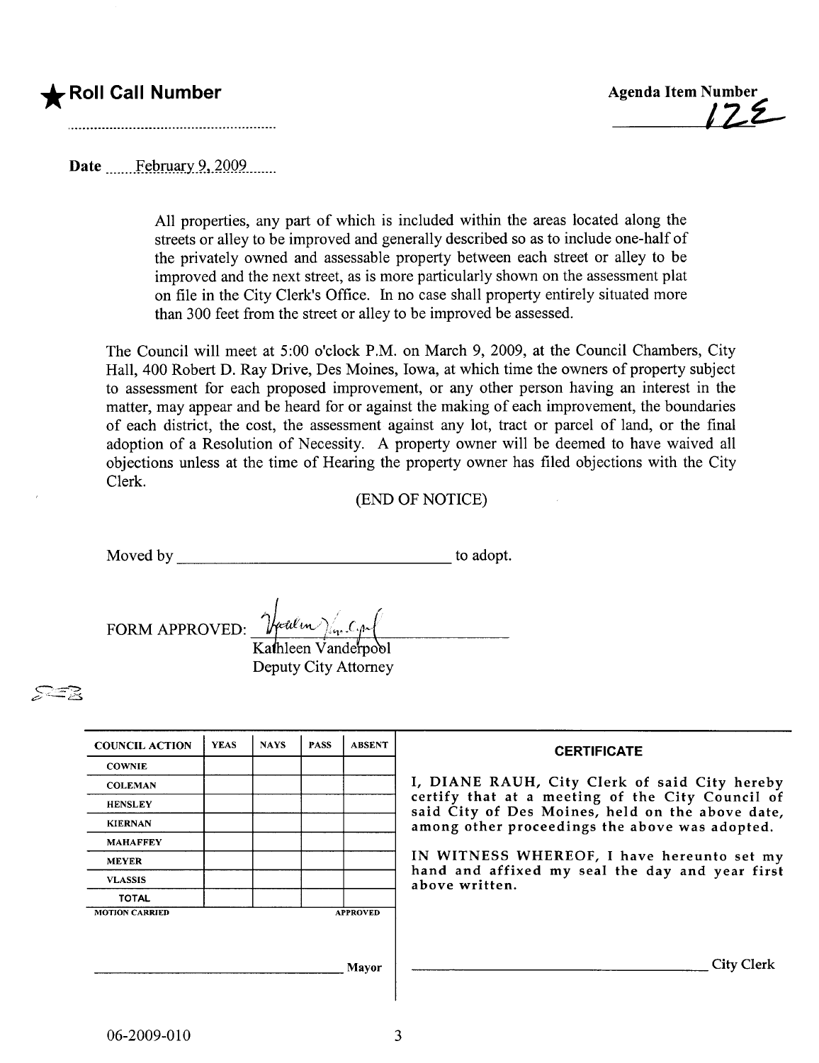**★Roll Call Number**

**Agenda Item Number**
12E

Date February 9, 2009

All properties, any part of which is included within the areas located along the streets or alley to be improved and generally described so as to include one-half of the privately owned and assessable property between each street or alley to be improved and the next street, as is more particularly shown on the assessment plat on file in the City Clerk's Office. In no case shall property entirely situated more than 300 feet from the street or alley to be improved be assessed.

The Council will meet at 5:00 o'clock P.M. on March 9, 2009, at the Council Chambers, City Hall, 400 Robert D. Ray Drive, Des Moines, Iowa, at which time the owners of property subject to assessment for each proposed improvement, or any other person having an interest in the matter, may appear and be heard for or against the making of each improvement, the boundaries of each district, the cost, the assessment against any lot, tract or parcel of land, or the final adoption of a Resolution of Necessity. A property owner will be deemed to have waived all objections unless at the time of Hearing the property owner has filed objections with the City Clerk.

(END OF NOTICE)

Moved by \_\_\_\_\_\_\_\_\_\_\_\_\_\_\_\_\_\_\_\_\_\_\_\_\_\_\_\_ to adopt.

FORM APPROVED: Kathleen Vanderpool
Kathleen Vanderpool
Deputy City Attorney

| COUNCIL ACTION | YEAS | NAYS | PASS | ABSENT |
|---|---|---|---|---|
| COWNIE | | | | |
| COLEMAN | | | | |
| HENSLEY | | | | |
| KIERNAN | | | | |
| MAHAFFEY | | | | |
| MEYER | | | | |
| VLASSIS | | | | |
| TOTAL | | | | |
| MOTION CARRIED | | | | APPROVED |

\_\_\_\_\_\_\_\_\_\_\_\_\_\_\_\_\_\_\_\_\_\_\_\_\_\_\_\_ Mayor

**CERTIFICATE**

I, DIANE RAUH, City Clerk of said City hereby certify that at a meeting of the City Council of said City of Des Moines, held on the above date, among other proceedings the above was adopted.

IN WITNESS WHEREOF, I have hereunto set my hand and affixed my seal the day and year first above written.

\_\_\_\_\_\_\_\_\_\_\_\_\_\_\_\_\_\_\_\_\_\_\_\_\_\_\_\_ City Clerk

06-2009-010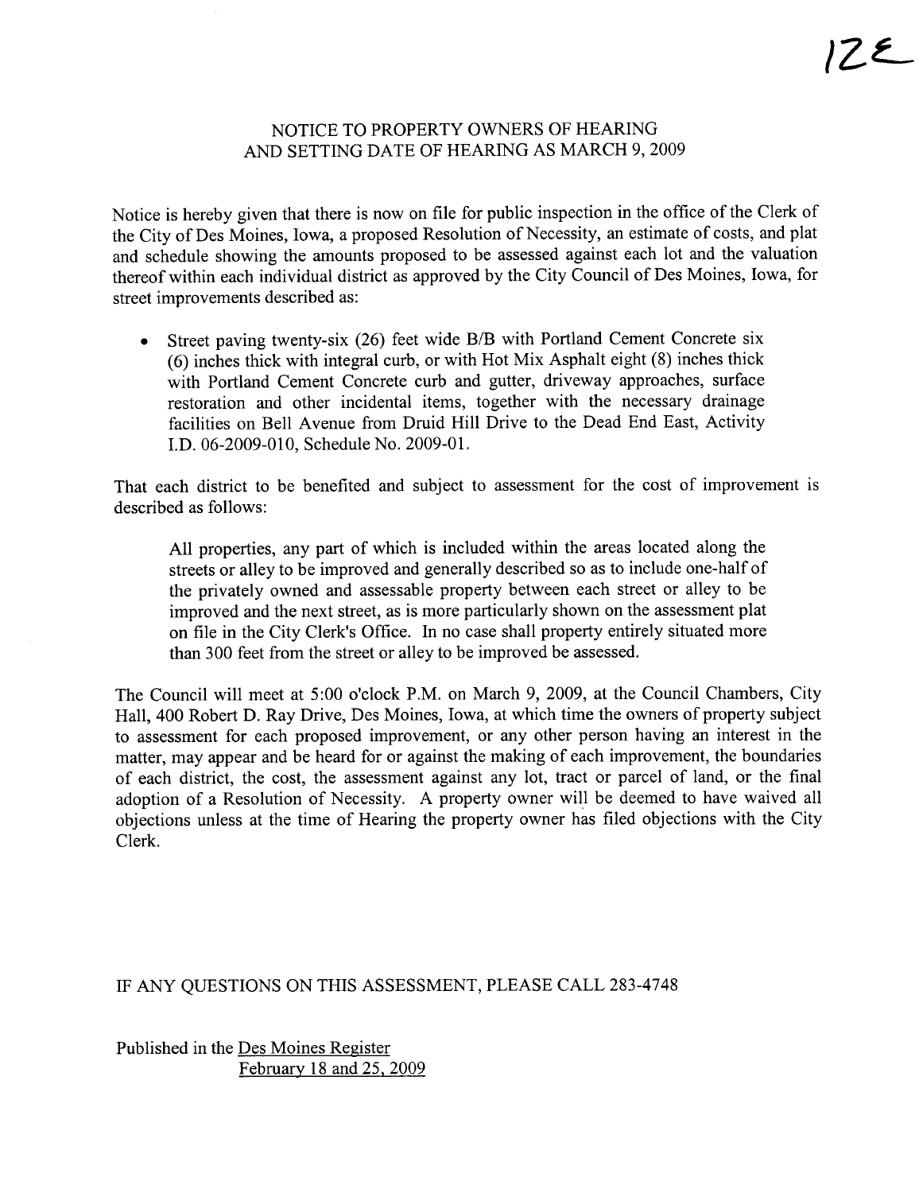12E

# NOTICE TO PROPERTY OWNERS OF HEARING AND SETTING DATE OF HEARING AS MARCH 9, 2009

Notice is hereby given that there is now on file for public inspection in the office of the Clerk of the City of Des Moines, Iowa, a proposed Resolution of Necessity, an estimate of costs, and plat and schedule showing the amounts proposed to be assessed against each lot and the valuation thereof within each individual district as approved by the City Council of Des Moines, Iowa, for street improvements described as:

- Street paving twenty-six (26) feet wide B/B with Portland Cement Concrete six (6) inches thick with integral curb, or with Hot Mix Asphalt eight (8) inches thick with Portland Cement Concrete curb and gutter, driveway approaches, surface restoration and other incidental items, together with the necessary drainage facilities on Bell Avenue from Druid Hill Drive to the Dead End East, Activity I.D. 06-2009-010, Schedule No. 2009-01.

That each district to be benefited and subject to assessment for the cost of improvement is described as follows:

> All properties, any part of which is included within the areas located along the streets or alley to be improved and generally described so as to include one-half of the privately owned and assessable property between each street or alley to be improved and the next street, as is more particularly shown on the assessment plat on file in the City Clerk's Office. In no case shall property entirely situated more than 300 feet from the street or alley to be improved be assessed.

The Council will meet at 5:00 o'clock P.M. on March 9, 2009, at the Council Chambers, City Hall, 400 Robert D. Ray Drive, Des Moines, Iowa, at which time the owners of property subject to assessment for each proposed improvement, or any other person having an interest in the matter, may appear and be heard for or against the making of each improvement, the boundaries of each district, the cost, the assessment against any lot, tract or parcel of land, or the final adoption of a Resolution of Necessity. A property owner will be deemed to have waived all objections unless at the time of Hearing the property owner has filed objections with the City Clerk.

IF ANY QUESTIONS ON THIS ASSESSMENT, PLEASE CALL 283-4748

Published in the Des Moines Register
February 18 and 25, 2009